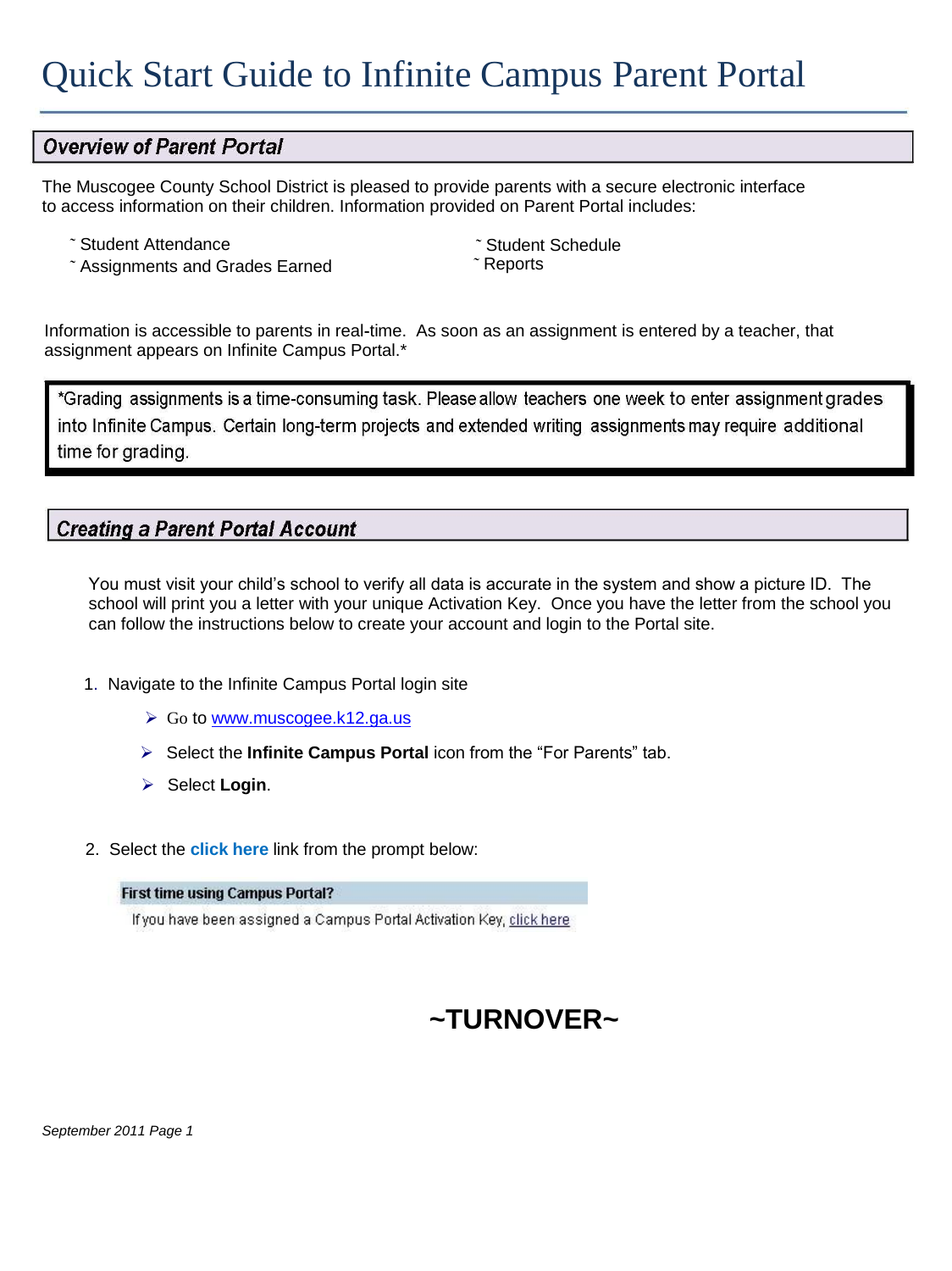# Quick Start Guide to Infinite Campus Parent Portal

## Overview of Parent Portal

The Muscogee County School District is pleased to provide parents with a secure electronic interface to access information on their children. Information provided on Parent Portal includes:

- Student Attendance
- Assignments and Grades Earned
- Student Schedule
- Reports

Information is accessible to parents in real-time. As soon as an assignment is entered by a teacher, that assignment appears on Infinite Campus Portal.*

> *Grading assignments is a time-consuming task. Please allow teachers one week to enter assignment grades into Infinite Campus. Certain long-term projects and extended writing assignments may require additional time for grading.

## Creating a Parent Portal Account

You must visit your child's school to verify all data is accurate in the system and show a picture ID. The school will print you a letter with your unique Activation Key. Once you have the letter from the school you can follow the instructions below to create your account and login to the Portal site.

1. Navigate to the Infinite Campus Portal login site
   - Go to www.muscogee.k12.ga.us
   - Select the **Infinite Campus Portal** icon from the "For Parents" tab.
   - Select **Login**.

2. Select the **click here** link from the prompt below:

   **First time using Campus Portal?**
   If you have been assigned a Campus Portal Activation Key, click here

**~TURNOVER~**

*September 2011 Page 1*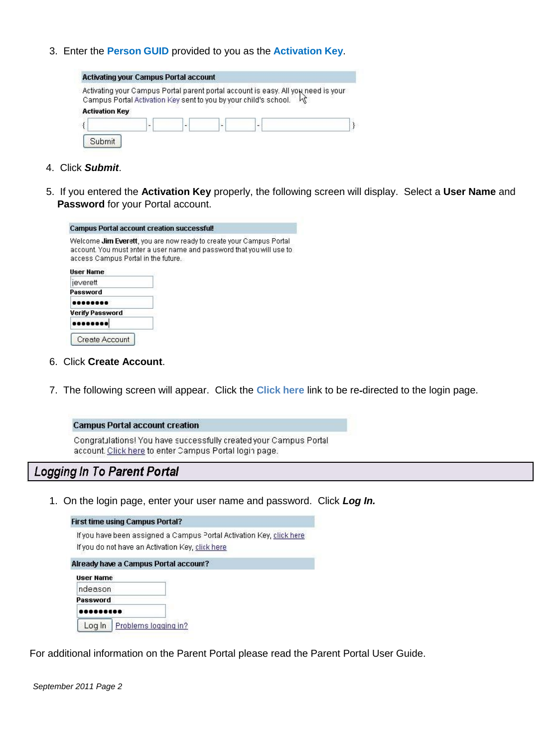3. Enter the **Person GUID** provided to you as the **Activation Key**.

**Activating your Campus Portal account**

Activating your Campus Portal parent portal account is easy. All you need is your Campus Portal Activation Key sent to you by your child's school.

**Activation Key**

{ - - - - }

Submit

4. Click ***Submit***.

5. If you entered the **Activation Key** properly, the following screen will display. Select a **User Name** and **Password** for your Portal account.

**Campus Portal account creation successful!**

Welcome **Jim Everett**, you are now ready to create your Campus Portal account. You must enter a user name and password that you will use to access Campus Portal in the future.

**User Name**

jeverett

**Password**

••••••••

**Verify Password**

••••••••

Create Account

6. Click **Create Account**.

7. The following screen will appear. Click the **Click here** link to be re-directed to the login page.

**Campus Portal account creation**

Congratulations! You have successfully created your Campus Portal account. Click here to enter Campus Portal login page.

## *Logging In To Parent Portal*

1. On the login page, enter your user name and password. Click ***Log In.***

**First time using Campus Portal?**

If you have been assigned a Campus Portal Activation Key, click here

If you do not have an Activation Key, click here

**Already have a Campus Portal account?**

**User Name**

ndeason

**Password**

•••••••••

Log In Problems logging in?

For additional information on the Parent Portal please read the Parent Portal User Guide.

*September 2011 Page 2*